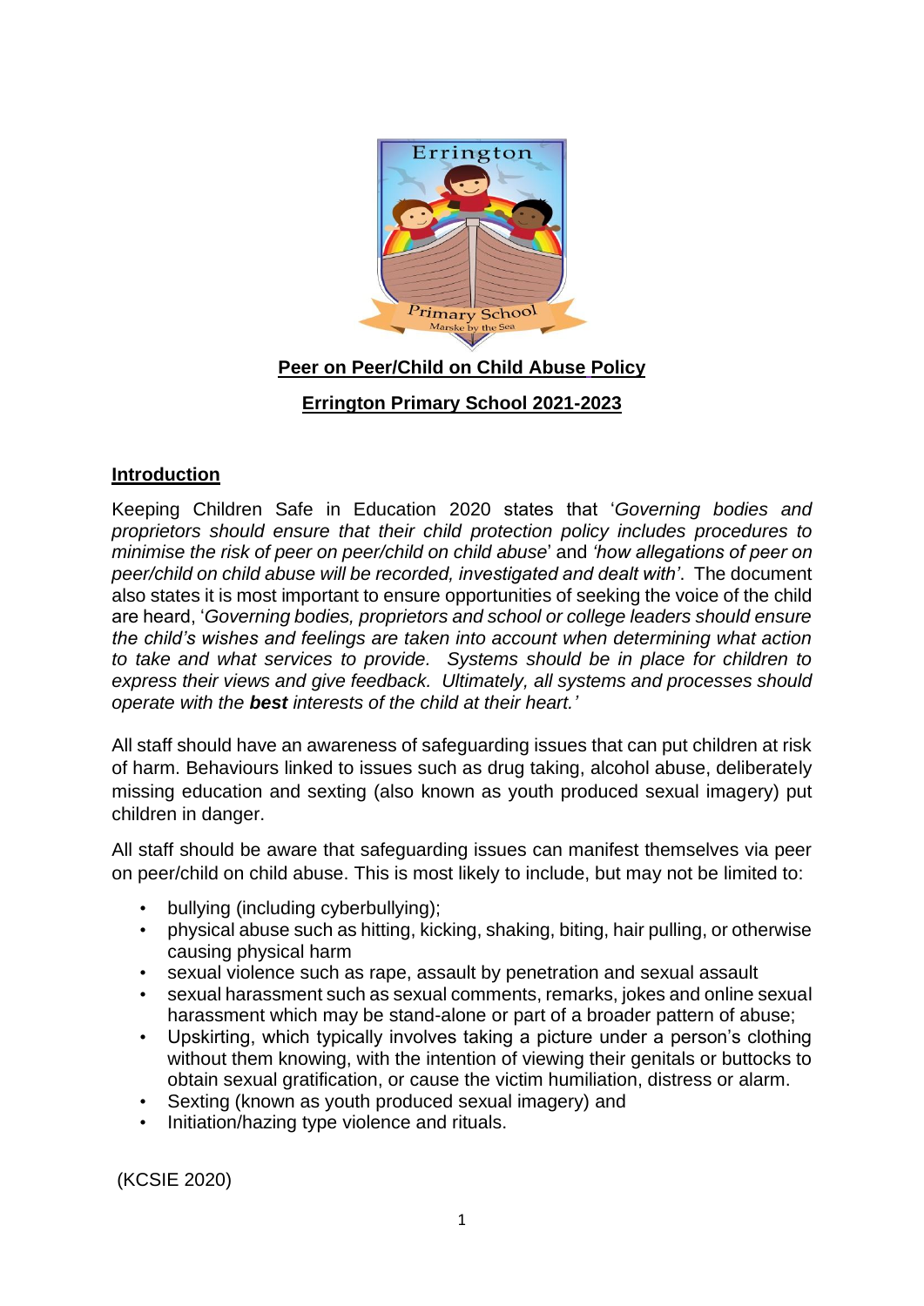# Peer on Peer/Child on Child Abuse Policy

## Errington Primary School 2021-2023

### Introduction

Keeping Children Safe in Education 2020 states that '*Governing bodies and proprietors should ensure that their child protection policy includes procedures to minimise the risk of peer on peer/child on child abuse*' and *'how allegations of peer on peer/child on child abuse will be recorded, investigated and dealt with'*. The document also states it is most important to ensure opportunities of seeking the voice of the child are heard, '*Governing bodies, proprietors and school or college leaders should ensure the child's wishes and feelings are taken into account when determining what action to take and what services to provide. Systems should be in place for children to express their views and give feedback. Ultimately, all systems and processes should operate with the **best** interests of the child at their heart.'*

All staff should have an awareness of safeguarding issues that can put children at risk of harm. Behaviours linked to issues such as drug taking, alcohol abuse, deliberately missing education and sexting (also known as youth produced sexual imagery) put children in danger.

All staff should be aware that safeguarding issues can manifest themselves via peer on peer/child on child abuse. This is most likely to include, but may not be limited to:

- bullying (including cyberbullying);
- physical abuse such as hitting, kicking, shaking, biting, hair pulling, or otherwise causing physical harm
- sexual violence such as rape, assault by penetration and sexual assault
- sexual harassment such as sexual comments, remarks, jokes and online sexual harassment which may be stand-alone or part of a broader pattern of abuse;
- Upskirting, which typically involves taking a picture under a person's clothing without them knowing, with the intention of viewing their genitals or buttocks to obtain sexual gratification, or cause the victim humiliation, distress or alarm.
- Sexting (known as youth produced sexual imagery) and
- Initiation/hazing type violence and rituals.

(KCSIE 2020)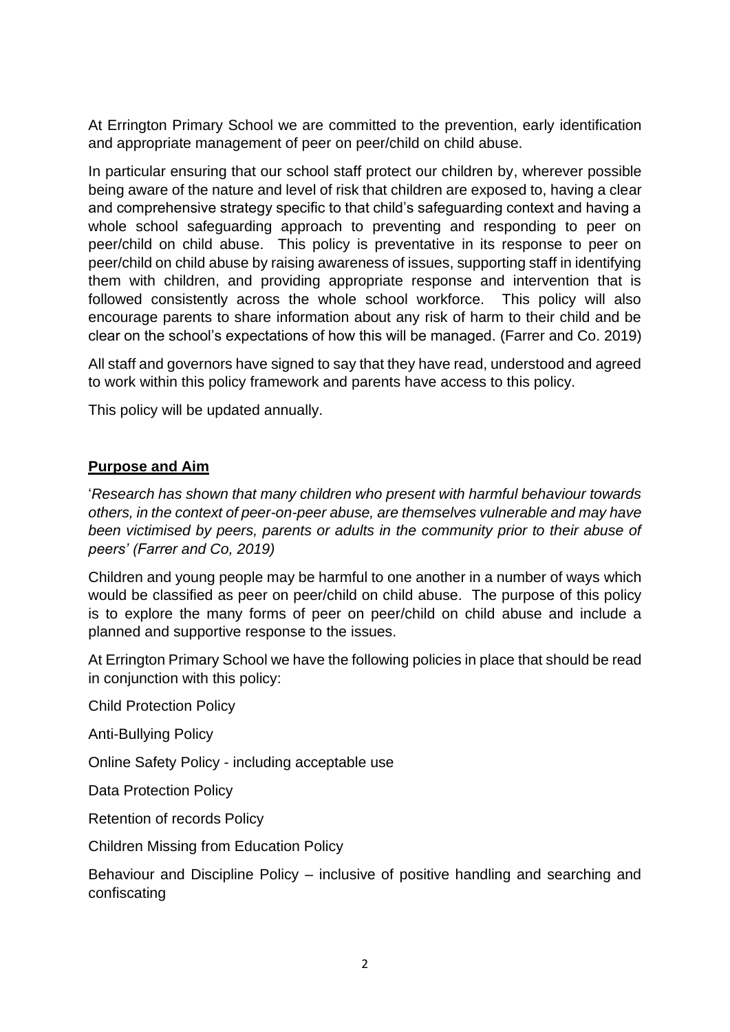At Errington Primary School we are committed to the prevention, early identification and appropriate management of peer on peer/child on child abuse.

In particular ensuring that our school staff protect our children by, wherever possible being aware of the nature and level of risk that children are exposed to, having a clear and comprehensive strategy specific to that child's safeguarding context and having a whole school safeguarding approach to preventing and responding to peer on peer/child on child abuse. This policy is preventative in its response to peer on peer/child on child abuse by raising awareness of issues, supporting staff in identifying them with children, and providing appropriate response and intervention that is followed consistently across the whole school workforce. This policy will also encourage parents to share information about any risk of harm to their child and be clear on the school's expectations of how this will be managed. (Farrer and Co. 2019)

All staff and governors have signed to say that they have read, understood and agreed to work within this policy framework and parents have access to this policy.

This policy will be updated annually.

## Purpose and Aim

'*Research has shown that many children who present with harmful behaviour towards others, in the context of peer-on-peer abuse, are themselves vulnerable and may have been victimised by peers, parents or adults in the community prior to their abuse of peers' (Farrer and Co, 2019)*

Children and young people may be harmful to one another in a number of ways which would be classified as peer on peer/child on child abuse. The purpose of this policy is to explore the many forms of peer on peer/child on child abuse and include a planned and supportive response to the issues.

At Errington Primary School we have the following policies in place that should be read in conjunction with this policy:

Child Protection Policy

Anti-Bullying Policy

Online Safety Policy - including acceptable use

Data Protection Policy

Retention of records Policy

Children Missing from Education Policy

Behaviour and Discipline Policy – inclusive of positive handling and searching and confiscating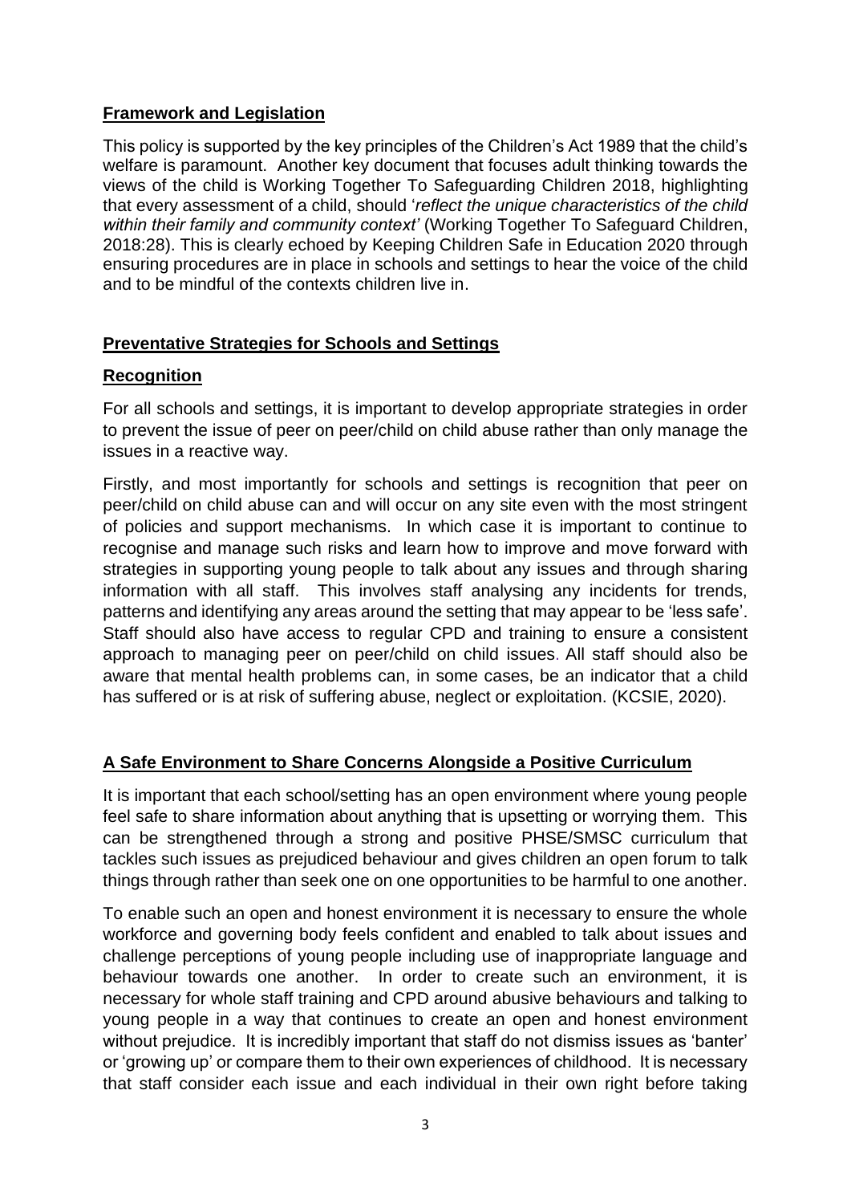## Framework and Legislation

This policy is supported by the key principles of the Children's Act 1989 that the child's welfare is paramount. Another key document that focuses adult thinking towards the views of the child is Working Together To Safeguarding Children 2018, highlighting that every assessment of a child, should '*reflect the unique characteristics of the child within their family and community context'* (Working Together To Safeguard Children, 2018:28). This is clearly echoed by Keeping Children Safe in Education 2020 through ensuring procedures are in place in schools and settings to hear the voice of the child and to be mindful of the contexts children live in.

## Preventative Strategies for Schools and Settings

### Recognition

For all schools and settings, it is important to develop appropriate strategies in order to prevent the issue of peer on peer/child on child abuse rather than only manage the issues in a reactive way.

Firstly, and most importantly for schools and settings is recognition that peer on peer/child on child abuse can and will occur on any site even with the most stringent of policies and support mechanisms. In which case it is important to continue to recognise and manage such risks and learn how to improve and move forward with strategies in supporting young people to talk about any issues and through sharing information with all staff. This involves staff analysing any incidents for trends, patterns and identifying any areas around the setting that may appear to be 'less safe'. Staff should also have access to regular CPD and training to ensure a consistent approach to managing peer on peer/child on child issues. All staff should also be aware that mental health problems can, in some cases, be an indicator that a child has suffered or is at risk of suffering abuse, neglect or exploitation. (KCSIE, 2020).

## A Safe Environment to Share Concerns Alongside a Positive Curriculum

It is important that each school/setting has an open environment where young people feel safe to share information about anything that is upsetting or worrying them. This can be strengthened through a strong and positive PHSE/SMSC curriculum that tackles such issues as prejudiced behaviour and gives children an open forum to talk things through rather than seek one on one opportunities to be harmful to one another.

To enable such an open and honest environment it is necessary to ensure the whole workforce and governing body feels confident and enabled to talk about issues and challenge perceptions of young people including use of inappropriate language and behaviour towards one another. In order to create such an environment, it is necessary for whole staff training and CPD around abusive behaviours and talking to young people in a way that continues to create an open and honest environment without prejudice. It is incredibly important that staff do not dismiss issues as 'banter' or 'growing up' or compare them to their own experiences of childhood. It is necessary that staff consider each issue and each individual in their own right before taking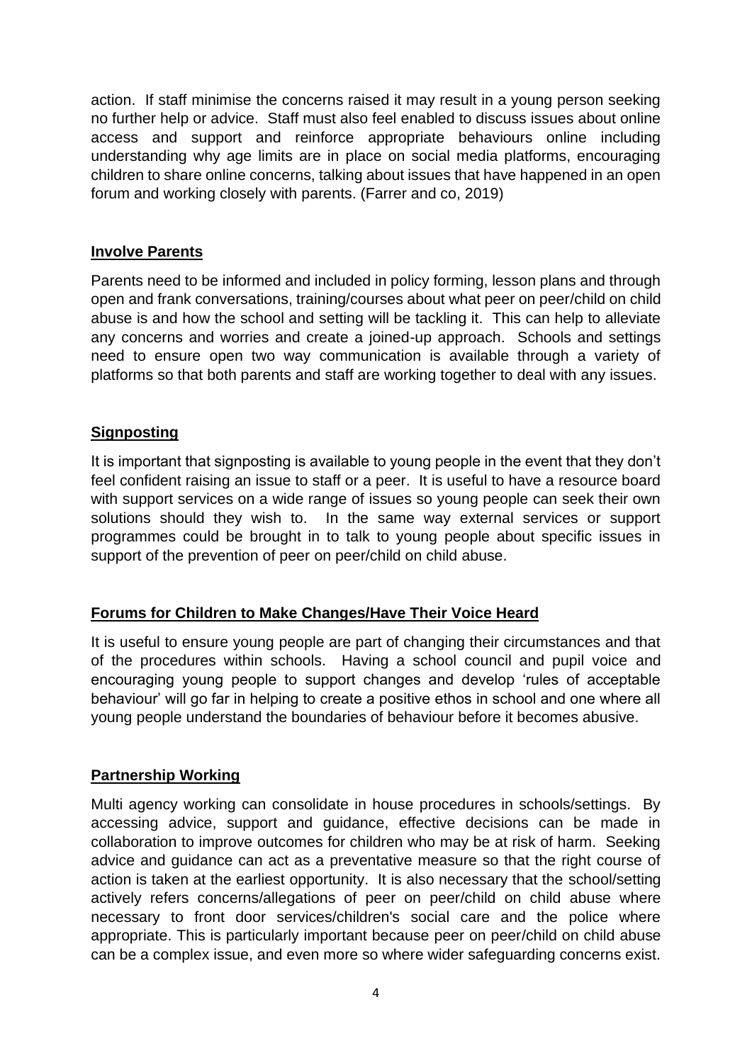action. If staff minimise the concerns raised it may result in a young person seeking no further help or advice. Staff must also feel enabled to discuss issues about online access and support and reinforce appropriate behaviours online including understanding why age limits are in place on social media platforms, encouraging children to share online concerns, talking about issues that have happened in an open forum and working closely with parents. (Farrer and co, 2019)

## Involve Parents

Parents need to be informed and included in policy forming, lesson plans and through open and frank conversations, training/courses about what peer on peer/child on child abuse is and how the school and setting will be tackling it. This can help to alleviate any concerns and worries and create a joined-up approach. Schools and settings need to ensure open two way communication is available through a variety of platforms so that both parents and staff are working together to deal with any issues.

## Signposting

It is important that signposting is available to young people in the event that they don't feel confident raising an issue to staff or a peer. It is useful to have a resource board with support services on a wide range of issues so young people can seek their own solutions should they wish to. In the same way external services or support programmes could be brought in to talk to young people about specific issues in support of the prevention of peer on peer/child on child abuse.

## Forums for Children to Make Changes/Have Their Voice Heard

It is useful to ensure young people are part of changing their circumstances and that of the procedures within schools. Having a school council and pupil voice and encouraging young people to support changes and develop 'rules of acceptable behaviour' will go far in helping to create a positive ethos in school and one where all young people understand the boundaries of behaviour before it becomes abusive.

## Partnership Working

Multi agency working can consolidate in house procedures in schools/settings. By accessing advice, support and guidance, effective decisions can be made in collaboration to improve outcomes for children who may be at risk of harm. Seeking advice and guidance can act as a preventative measure so that the right course of action is taken at the earliest opportunity. It is also necessary that the school/setting actively refers concerns/allegations of peer on peer/child on child abuse where necessary to front door services/children's social care and the police where appropriate. This is particularly important because peer on peer/child on child abuse can be a complex issue, and even more so where wider safeguarding concerns exist.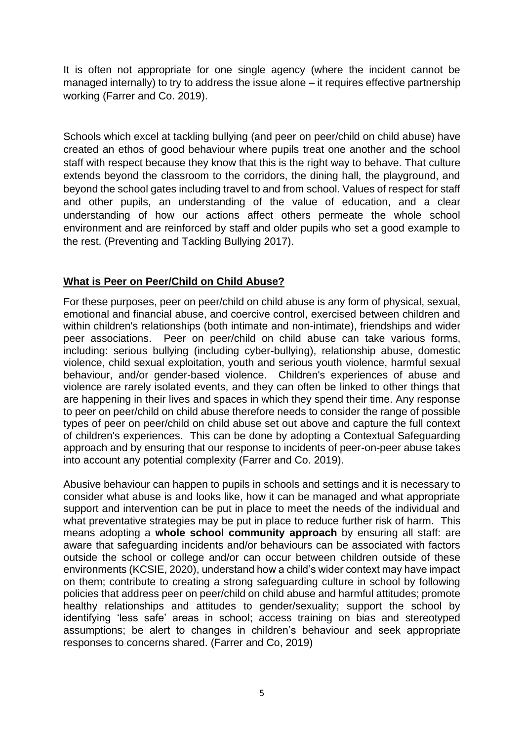It is often not appropriate for one single agency (where the incident cannot be managed internally) to try to address the issue alone – it requires effective partnership working (Farrer and Co. 2019).

Schools which excel at tackling bullying (and peer on peer/child on child abuse) have created an ethos of good behaviour where pupils treat one another and the school staff with respect because they know that this is the right way to behave. That culture extends beyond the classroom to the corridors, the dining hall, the playground, and beyond the school gates including travel to and from school. Values of respect for staff and other pupils, an understanding of the value of education, and a clear understanding of how our actions affect others permeate the whole school environment and are reinforced by staff and older pupils who set a good example to the rest. (Preventing and Tackling Bullying 2017).

## What is Peer on Peer/Child on Child Abuse?

For these purposes, peer on peer/child on child abuse is any form of physical, sexual, emotional and financial abuse, and coercive control, exercised between children and within children's relationships (both intimate and non-intimate), friendships and wider peer associations. Peer on peer/child on child abuse can take various forms, including: serious bullying (including cyber-bullying), relationship abuse, domestic violence, child sexual exploitation, youth and serious youth violence, harmful sexual behaviour, and/or gender-based violence. Children's experiences of abuse and violence are rarely isolated events, and they can often be linked to other things that are happening in their lives and spaces in which they spend their time. Any response to peer on peer/child on child abuse therefore needs to consider the range of possible types of peer on peer/child on child abuse set out above and capture the full context of children's experiences. This can be done by adopting a Contextual Safeguarding approach and by ensuring that our response to incidents of peer-on-peer abuse takes into account any potential complexity (Farrer and Co. 2019).

Abusive behaviour can happen to pupils in schools and settings and it is necessary to consider what abuse is and looks like, how it can be managed and what appropriate support and intervention can be put in place to meet the needs of the individual and what preventative strategies may be put in place to reduce further risk of harm. This means adopting a **whole school community approach** by ensuring all staff: are aware that safeguarding incidents and/or behaviours can be associated with factors outside the school or college and/or can occur between children outside of these environments (KCSIE, 2020), understand how a child's wider context may have impact on them; contribute to creating a strong safeguarding culture in school by following policies that address peer on peer/child on child abuse and harmful attitudes; promote healthy relationships and attitudes to gender/sexuality; support the school by identifying 'less safe' areas in school; access training on bias and stereotyped assumptions; be alert to changes in children's behaviour and seek appropriate responses to concerns shared. (Farrer and Co, 2019)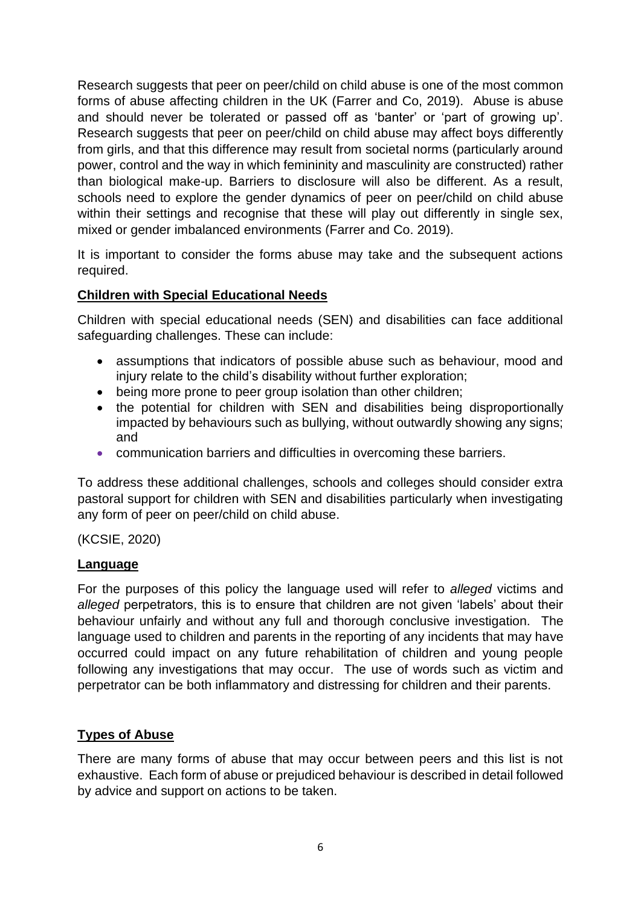Research suggests that peer on peer/child on child abuse is one of the most common forms of abuse affecting children in the UK (Farrer and Co, 2019). Abuse is abuse and should never be tolerated or passed off as 'banter' or 'part of growing up'. Research suggests that peer on peer/child on child abuse may affect boys differently from girls, and that this difference may result from societal norms (particularly around power, control and the way in which femininity and masculinity are constructed) rather than biological make-up. Barriers to disclosure will also be different. As a result, schools need to explore the gender dynamics of peer on peer/child on child abuse within their settings and recognise that these will play out differently in single sex, mixed or gender imbalanced environments (Farrer and Co. 2019).

It is important to consider the forms abuse may take and the subsequent actions required.

**Children with Special Educational Needs**

Children with special educational needs (SEN) and disabilities can face additional safeguarding challenges. These can include:

- assumptions that indicators of possible abuse such as behaviour, mood and injury relate to the child's disability without further exploration;
- being more prone to peer group isolation than other children;
- the potential for children with SEN and disabilities being disproportionally impacted by behaviours such as bullying, without outwardly showing any signs; and
- communication barriers and difficulties in overcoming these barriers.

To address these additional challenges, schools and colleges should consider extra pastoral support for children with SEN and disabilities particularly when investigating any form of peer on peer/child on child abuse.

(KCSIE, 2020)

**Language**

For the purposes of this policy the language used will refer to *alleged* victims and *alleged* perpetrators, this is to ensure that children are not given 'labels' about their behaviour unfairly and without any full and thorough conclusive investigation. The language used to children and parents in the reporting of any incidents that may have occurred could impact on any future rehabilitation of children and young people following any investigations that may occur. The use of words such as victim and perpetrator can be both inflammatory and distressing for children and their parents.

**Types of Abuse**

There are many forms of abuse that may occur between peers and this list is not exhaustive. Each form of abuse or prejudiced behaviour is described in detail followed by advice and support on actions to be taken.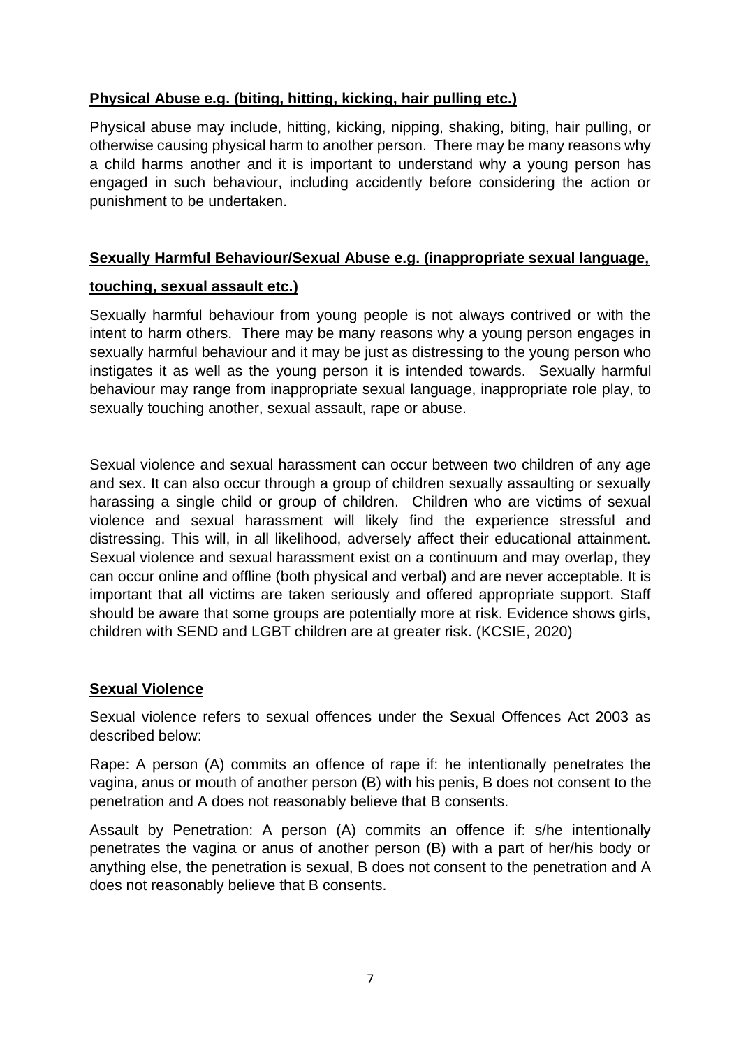**Physical Abuse e.g. (biting, hitting, kicking, hair pulling etc.)**

Physical abuse may include, hitting, kicking, nipping, shaking, biting, hair pulling, or otherwise causing physical harm to another person. There may be many reasons why a child harms another and it is important to understand why a young person has engaged in such behaviour, including accidently before considering the action or punishment to be undertaken.

**Sexually Harmful Behaviour/Sexual Abuse e.g. (inappropriate sexual language, touching, sexual assault etc.)**

Sexually harmful behaviour from young people is not always contrived or with the intent to harm others. There may be many reasons why a young person engages in sexually harmful behaviour and it may be just as distressing to the young person who instigates it as well as the young person it is intended towards. Sexually harmful behaviour may range from inappropriate sexual language, inappropriate role play, to sexually touching another, sexual assault, rape or abuse.

Sexual violence and sexual harassment can occur between two children of any age and sex. It can also occur through a group of children sexually assaulting or sexually harassing a single child or group of children. Children who are victims of sexual violence and sexual harassment will likely find the experience stressful and distressing. This will, in all likelihood, adversely affect their educational attainment. Sexual violence and sexual harassment exist on a continuum and may overlap, they can occur online and offline (both physical and verbal) and are never acceptable. It is important that all victims are taken seriously and offered appropriate support. Staff should be aware that some groups are potentially more at risk. Evidence shows girls, children with SEND and LGBT children are at greater risk. (KCSIE, 2020)

**Sexual Violence**

Sexual violence refers to sexual offences under the Sexual Offences Act 2003 as described below:

Rape: A person (A) commits an offence of rape if: he intentionally penetrates the vagina, anus or mouth of another person (B) with his penis, B does not consent to the penetration and A does not reasonably believe that B consents.

Assault by Penetration: A person (A) commits an offence if: s/he intentionally penetrates the vagina or anus of another person (B) with a part of her/his body or anything else, the penetration is sexual, B does not consent to the penetration and A does not reasonably believe that B consents.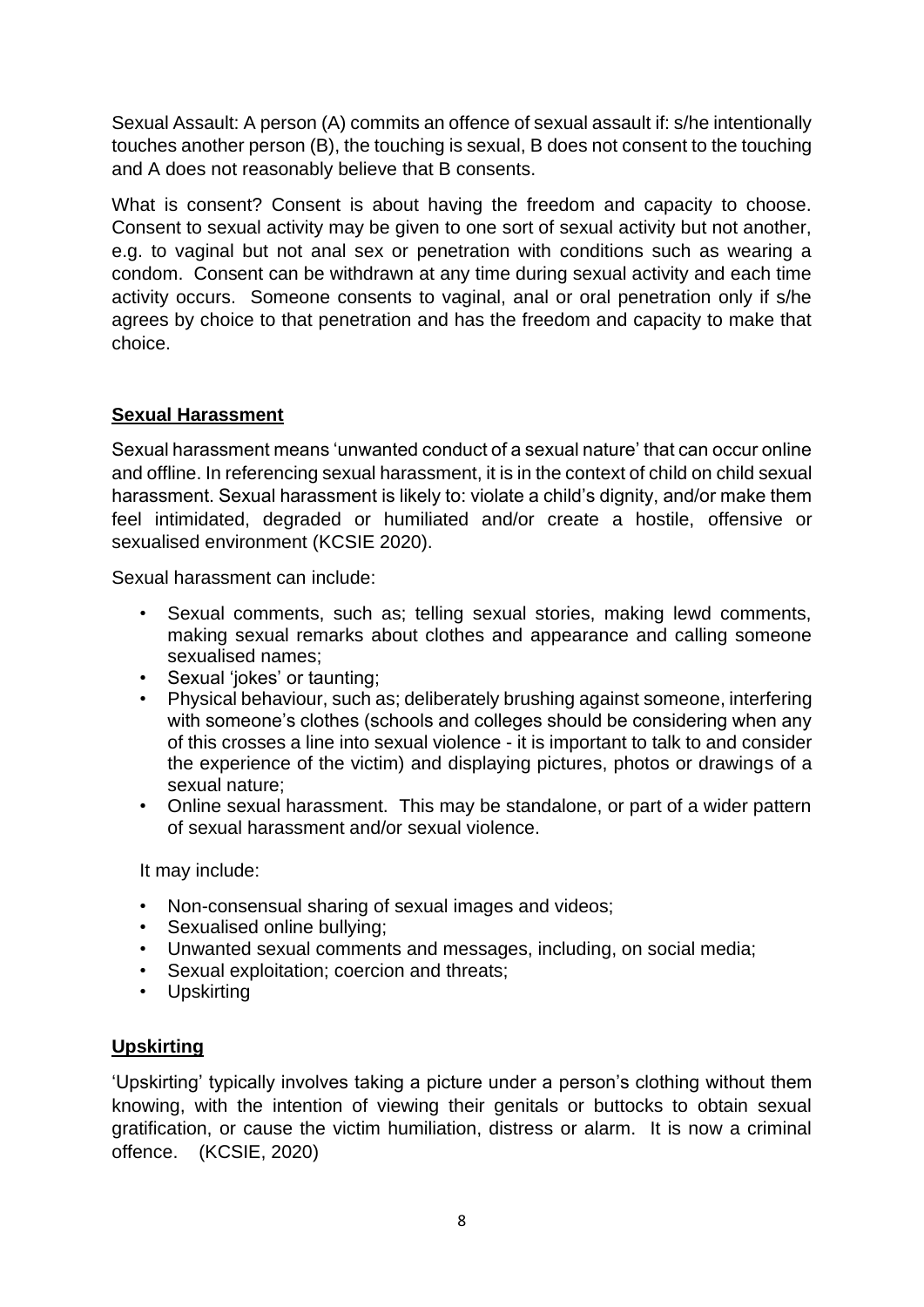Sexual Assault: A person (A) commits an offence of sexual assault if: s/he intentionally touches another person (B), the touching is sexual, B does not consent to the touching and A does not reasonably believe that B consents.

What is consent? Consent is about having the freedom and capacity to choose. Consent to sexual activity may be given to one sort of sexual activity but not another, e.g. to vaginal but not anal sex or penetration with conditions such as wearing a condom. Consent can be withdrawn at any time during sexual activity and each time activity occurs. Someone consents to vaginal, anal or oral penetration only if s/he agrees by choice to that penetration and has the freedom and capacity to make that choice.

## **Sexual Harassment**

Sexual harassment means 'unwanted conduct of a sexual nature' that can occur online and offline. In referencing sexual harassment, it is in the context of child on child sexual harassment. Sexual harassment is likely to: violate a child's dignity, and/or make them feel intimidated, degraded or humiliated and/or create a hostile, offensive or sexualised environment (KCSIE 2020).

Sexual harassment can include:

- Sexual comments, such as; telling sexual stories, making lewd comments, making sexual remarks about clothes and appearance and calling someone sexualised names;
- Sexual 'jokes' or taunting;
- Physical behaviour, such as; deliberately brushing against someone, interfering with someone's clothes (schools and colleges should be considering when any of this crosses a line into sexual violence - it is important to talk to and consider the experience of the victim) and displaying pictures, photos or drawings of a sexual nature;
- Online sexual harassment. This may be standalone, or part of a wider pattern of sexual harassment and/or sexual violence.

It may include:

- Non-consensual sharing of sexual images and videos;
- Sexualised online bullying;
- Unwanted sexual comments and messages, including, on social media;
- Sexual exploitation; coercion and threats;
- Upskirting

## **Upskirting**

'Upskirting' typically involves taking a picture under a person's clothing without them knowing, with the intention of viewing their genitals or buttocks to obtain sexual gratification, or cause the victim humiliation, distress or alarm. It is now a criminal offence. (KCSIE, 2020)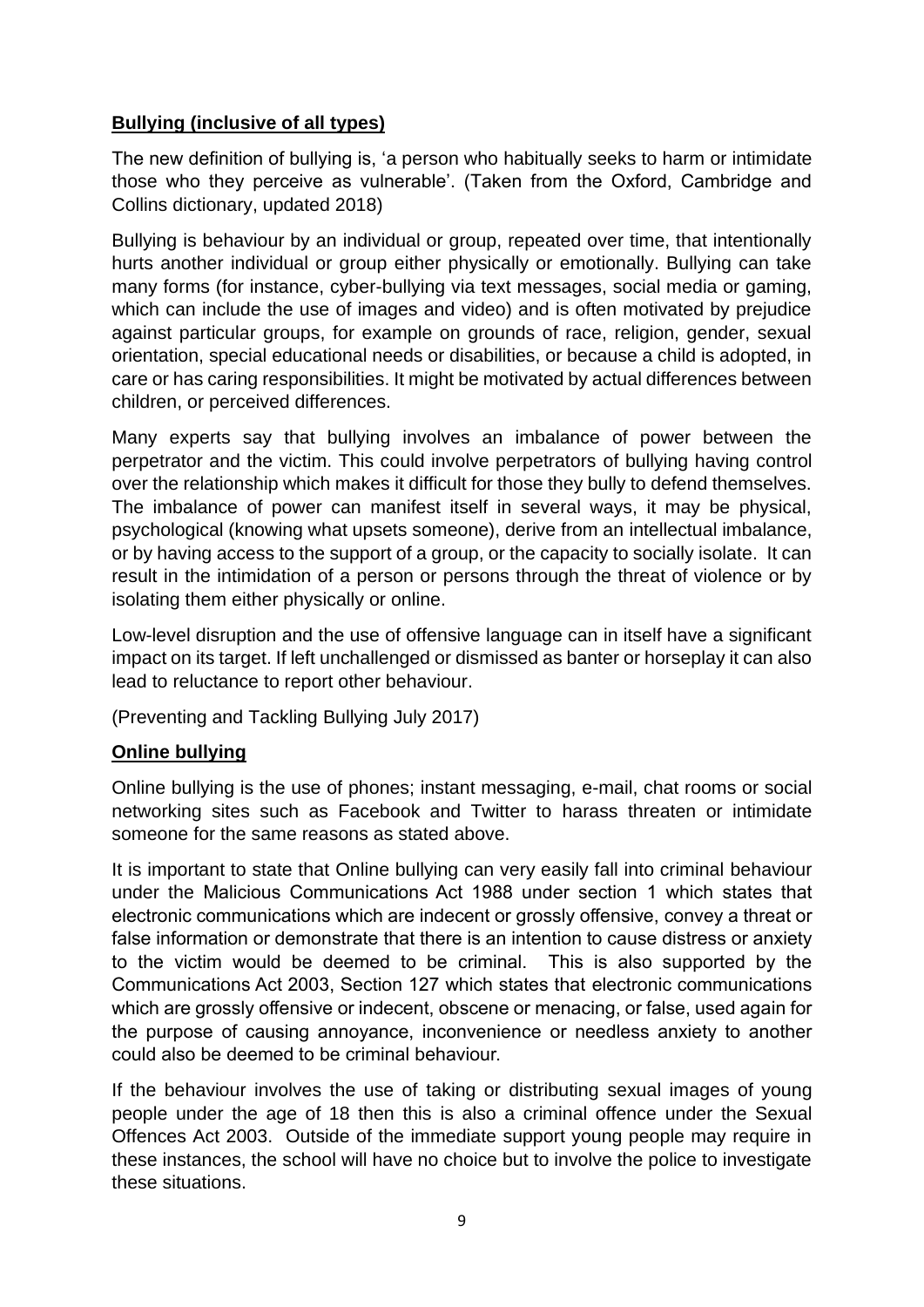## **Bullying (inclusive of all types)**

The new definition of bullying is, 'a person who habitually seeks to harm or intimidate those who they perceive as vulnerable'. (Taken from the Oxford, Cambridge and Collins dictionary, updated 2018)

Bullying is behaviour by an individual or group, repeated over time, that intentionally hurts another individual or group either physically or emotionally. Bullying can take many forms (for instance, cyber-bullying via text messages, social media or gaming, which can include the use of images and video) and is often motivated by prejudice against particular groups, for example on grounds of race, religion, gender, sexual orientation, special educational needs or disabilities, or because a child is adopted, in care or has caring responsibilities. It might be motivated by actual differences between children, or perceived differences.

Many experts say that bullying involves an imbalance of power between the perpetrator and the victim. This could involve perpetrators of bullying having control over the relationship which makes it difficult for those they bully to defend themselves. The imbalance of power can manifest itself in several ways, it may be physical, psychological (knowing what upsets someone), derive from an intellectual imbalance, or by having access to the support of a group, or the capacity to socially isolate. It can result in the intimidation of a person or persons through the threat of violence or by isolating them either physically or online.

Low-level disruption and the use of offensive language can in itself have a significant impact on its target. If left unchallenged or dismissed as banter or horseplay it can also lead to reluctance to report other behaviour.

(Preventing and Tackling Bullying July 2017)

## **Online bullying**

Online bullying is the use of phones; instant messaging, e-mail, chat rooms or social networking sites such as Facebook and Twitter to harass threaten or intimidate someone for the same reasons as stated above.

It is important to state that Online bullying can very easily fall into criminal behaviour under the Malicious Communications Act 1988 under section 1 which states that electronic communications which are indecent or grossly offensive, convey a threat or false information or demonstrate that there is an intention to cause distress or anxiety to the victim would be deemed to be criminal. This is also supported by the Communications Act 2003, Section 127 which states that electronic communications which are grossly offensive or indecent, obscene or menacing, or false, used again for the purpose of causing annoyance, inconvenience or needless anxiety to another could also be deemed to be criminal behaviour.

If the behaviour involves the use of taking or distributing sexual images of young people under the age of 18 then this is also a criminal offence under the Sexual Offences Act 2003. Outside of the immediate support young people may require in these instances, the school will have no choice but to involve the police to investigate these situations.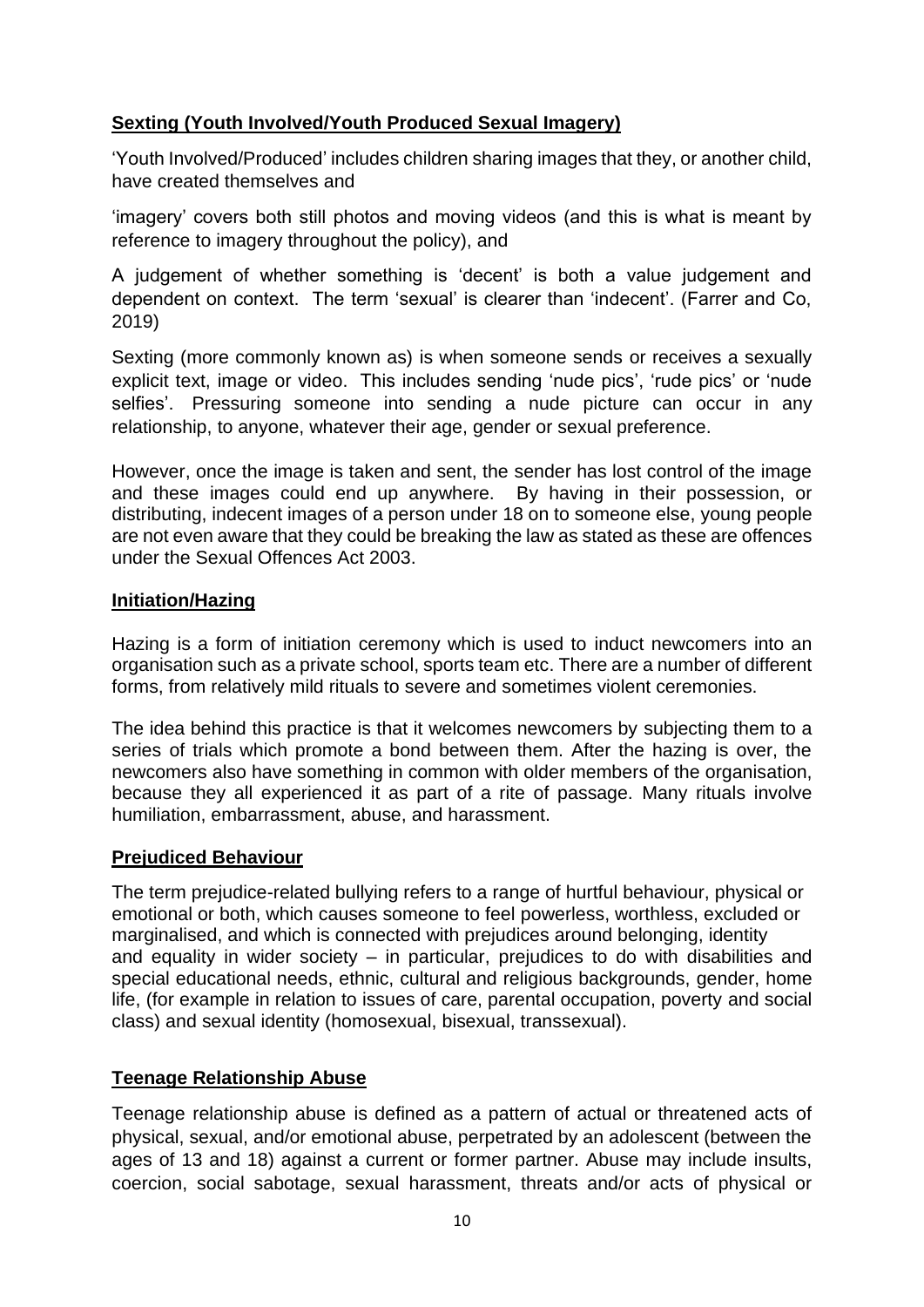## Sexting (Youth Involved/Youth Produced Sexual Imagery)

'Youth Involved/Produced' includes children sharing images that they, or another child, have created themselves and

'imagery' covers both still photos and moving videos (and this is what is meant by reference to imagery throughout the policy), and

A judgement of whether something is 'decent' is both a value judgement and dependent on context. The term 'sexual' is clearer than 'indecent'. (Farrer and Co, 2019)

Sexting (more commonly known as) is when someone sends or receives a sexually explicit text, image or video. This includes sending 'nude pics', 'rude pics' or 'nude selfies'. Pressuring someone into sending a nude picture can occur in any relationship, to anyone, whatever their age, gender or sexual preference.

However, once the image is taken and sent, the sender has lost control of the image and these images could end up anywhere. By having in their possession, or distributing, indecent images of a person under 18 on to someone else, young people are not even aware that they could be breaking the law as stated as these are offences under the Sexual Offences Act 2003.

## Initiation/Hazing

Hazing is a form of initiation ceremony which is used to induct newcomers into an organisation such as a private school, sports team etc. There are a number of different forms, from relatively mild rituals to severe and sometimes violent ceremonies.

The idea behind this practice is that it welcomes newcomers by subjecting them to a series of trials which promote a bond between them. After the hazing is over, the newcomers also have something in common with older members of the organisation, because they all experienced it as part of a rite of passage. Many rituals involve humiliation, embarrassment, abuse, and harassment.

## Prejudiced Behaviour

The term prejudice-related bullying refers to a range of hurtful behaviour, physical or emotional or both, which causes someone to feel powerless, worthless, excluded or marginalised, and which is connected with prejudices around belonging, identity and equality in wider society – in particular, prejudices to do with disabilities and special educational needs, ethnic, cultural and religious backgrounds, gender, home life, (for example in relation to issues of care, parental occupation, poverty and social class) and sexual identity (homosexual, bisexual, transsexual).

## Teenage Relationship Abuse

Teenage relationship abuse is defined as a pattern of actual or threatened acts of physical, sexual, and/or emotional abuse, perpetrated by an adolescent (between the ages of 13 and 18) against a current or former partner. Abuse may include insults, coercion, social sabotage, sexual harassment, threats and/or acts of physical or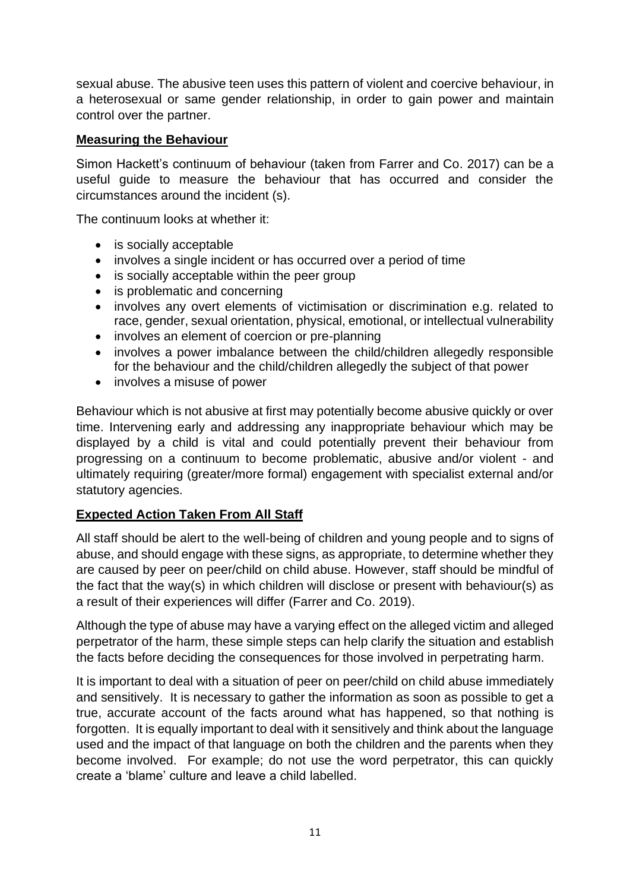sexual abuse. The abusive teen uses this pattern of violent and coercive behaviour, in a heterosexual or same gender relationship, in order to gain power and maintain control over the partner.

## Measuring the Behaviour

Simon Hackett's continuum of behaviour (taken from Farrer and Co. 2017) can be a useful guide to measure the behaviour that has occurred and consider the circumstances around the incident (s).

The continuum looks at whether it:

- is socially acceptable
- involves a single incident or has occurred over a period of time
- is socially acceptable within the peer group
- is problematic and concerning
- involves any overt elements of victimisation or discrimination e.g. related to race, gender, sexual orientation, physical, emotional, or intellectual vulnerability
- involves an element of coercion or pre-planning
- involves a power imbalance between the child/children allegedly responsible for the behaviour and the child/children allegedly the subject of that power
- involves a misuse of power

Behaviour which is not abusive at first may potentially become abusive quickly or over time. Intervening early and addressing any inappropriate behaviour which may be displayed by a child is vital and could potentially prevent their behaviour from progressing on a continuum to become problematic, abusive and/or violent - and ultimately requiring (greater/more formal) engagement with specialist external and/or statutory agencies.

## Expected Action Taken From All Staff

All staff should be alert to the well-being of children and young people and to signs of abuse, and should engage with these signs, as appropriate, to determine whether they are caused by peer on peer/child on child abuse. However, staff should be mindful of the fact that the way(s) in which children will disclose or present with behaviour(s) as a result of their experiences will differ (Farrer and Co. 2019).

Although the type of abuse may have a varying effect on the alleged victim and alleged perpetrator of the harm, these simple steps can help clarify the situation and establish the facts before deciding the consequences for those involved in perpetrating harm.

It is important to deal with a situation of peer on peer/child on child abuse immediately and sensitively. It is necessary to gather the information as soon as possible to get a true, accurate account of the facts around what has happened, so that nothing is forgotten. It is equally important to deal with it sensitively and think about the language used and the impact of that language on both the children and the parents when they become involved. For example; do not use the word perpetrator, this can quickly create a 'blame' culture and leave a child labelled.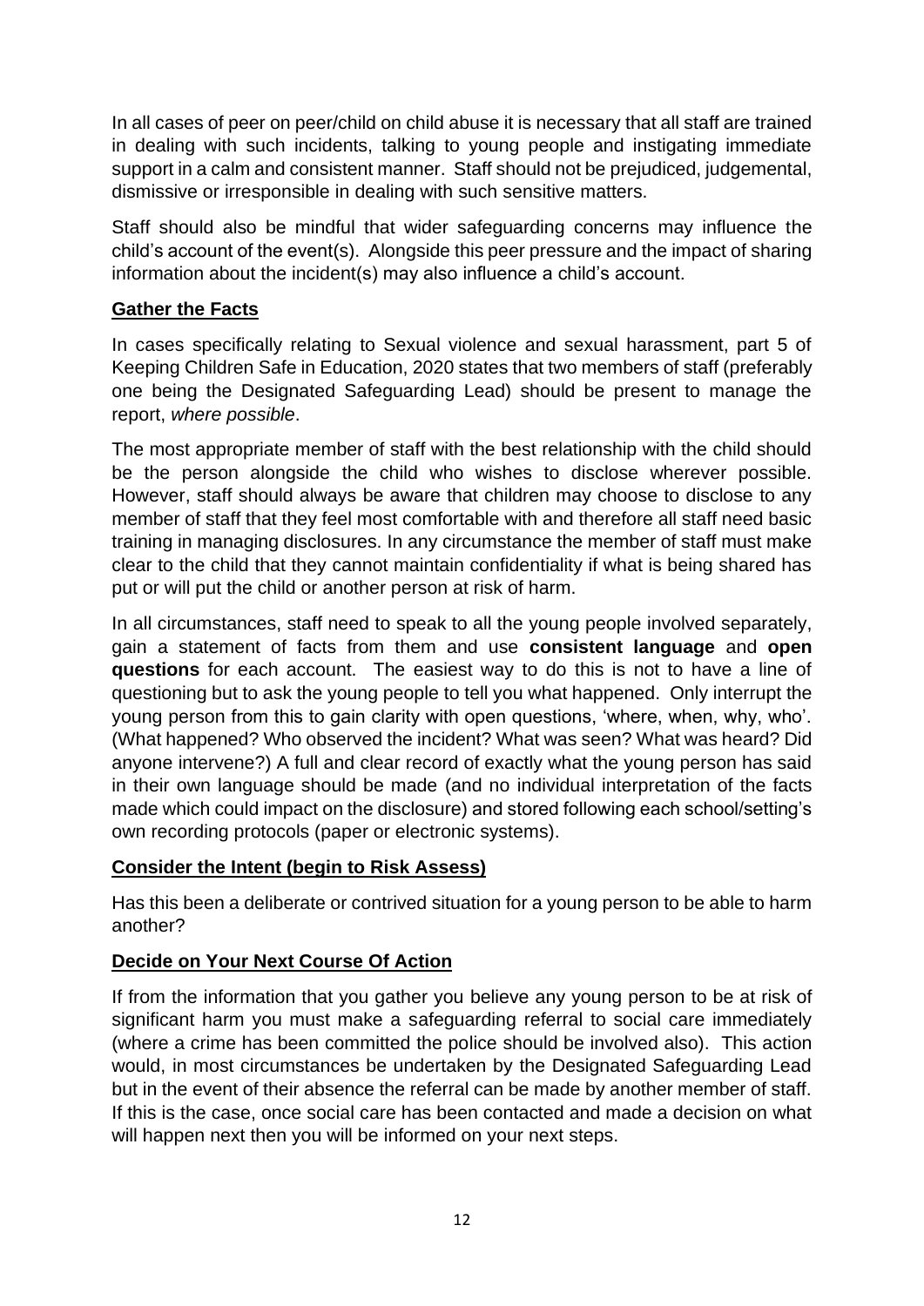In all cases of peer on peer/child on child abuse it is necessary that all staff are trained in dealing with such incidents, talking to young people and instigating immediate support in a calm and consistent manner. Staff should not be prejudiced, judgemental, dismissive or irresponsible in dealing with such sensitive matters.

Staff should also be mindful that wider safeguarding concerns may influence the child's account of the event(s). Alongside this peer pressure and the impact of sharing information about the incident(s) may also influence a child's account.

## Gather the Facts

In cases specifically relating to Sexual violence and sexual harassment, part 5 of Keeping Children Safe in Education, 2020 states that two members of staff (preferably one being the Designated Safeguarding Lead) should be present to manage the report, *where possible*.

The most appropriate member of staff with the best relationship with the child should be the person alongside the child who wishes to disclose wherever possible. However, staff should always be aware that children may choose to disclose to any member of staff that they feel most comfortable with and therefore all staff need basic training in managing disclosures. In any circumstance the member of staff must make clear to the child that they cannot maintain confidentiality if what is being shared has put or will put the child or another person at risk of harm.

In all circumstances, staff need to speak to all the young people involved separately, gain a statement of facts from them and use **consistent language** and **open questions** for each account. The easiest way to do this is not to have a line of questioning but to ask the young people to tell you what happened. Only interrupt the young person from this to gain clarity with open questions, 'where, when, why, who'. (What happened? Who observed the incident? What was seen? What was heard? Did anyone intervene?) A full and clear record of exactly what the young person has said in their own language should be made (and no individual interpretation of the facts made which could impact on the disclosure) and stored following each school/setting's own recording protocols (paper or electronic systems).

## Consider the Intent (begin to Risk Assess)

Has this been a deliberate or contrived situation for a young person to be able to harm another?

## Decide on Your Next Course Of Action

If from the information that you gather you believe any young person to be at risk of significant harm you must make a safeguarding referral to social care immediately (where a crime has been committed the police should be involved also). This action would, in most circumstances be undertaken by the Designated Safeguarding Lead but in the event of their absence the referral can be made by another member of staff. If this is the case, once social care has been contacted and made a decision on what will happen next then you will be informed on your next steps.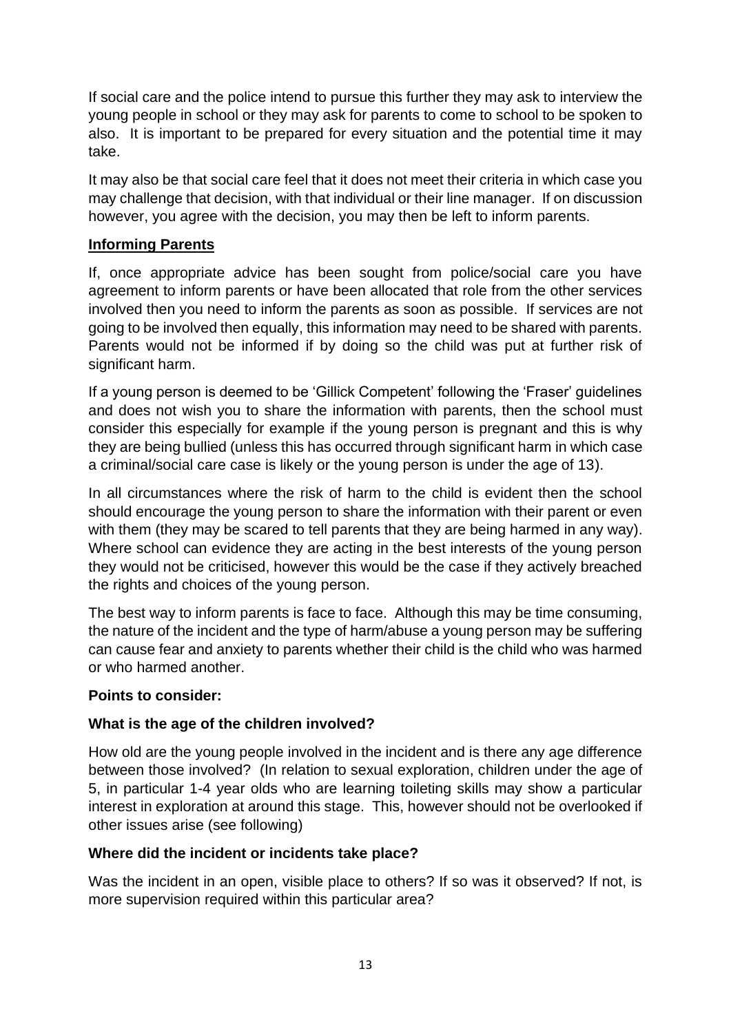If social care and the police intend to pursue this further they may ask to interview the young people in school or they may ask for parents to come to school to be spoken to also. It is important to be prepared for every situation and the potential time it may take.

It may also be that social care feel that it does not meet their criteria in which case you may challenge that decision, with that individual or their line manager. If on discussion however, you agree with the decision, you may then be left to inform parents.

## Informing Parents

If, once appropriate advice has been sought from police/social care you have agreement to inform parents or have been allocated that role from the other services involved then you need to inform the parents as soon as possible. If services are not going to be involved then equally, this information may need to be shared with parents. Parents would not be informed if by doing so the child was put at further risk of significant harm.

If a young person is deemed to be 'Gillick Competent' following the 'Fraser' guidelines and does not wish you to share the information with parents, then the school must consider this especially for example if the young person is pregnant and this is why they are being bullied (unless this has occurred through significant harm in which case a criminal/social care case is likely or the young person is under the age of 13).

In all circumstances where the risk of harm to the child is evident then the school should encourage the young person to share the information with their parent or even with them (they may be scared to tell parents that they are being harmed in any way). Where school can evidence they are acting in the best interests of the young person they would not be criticised, however this would be the case if they actively breached the rights and choices of the young person.

The best way to inform parents is face to face. Although this may be time consuming, the nature of the incident and the type of harm/abuse a young person may be suffering can cause fear and anxiety to parents whether their child is the child who was harmed or who harmed another.

**Points to consider:**

**What is the age of the children involved?**

How old are the young people involved in the incident and is there any age difference between those involved? (In relation to sexual exploration, children under the age of 5, in particular 1-4 year olds who are learning toileting skills may show a particular interest in exploration at around this stage. This, however should not be overlooked if other issues arise (see following)

**Where did the incident or incidents take place?**

Was the incident in an open, visible place to others? If so was it observed? If not, is more supervision required within this particular area?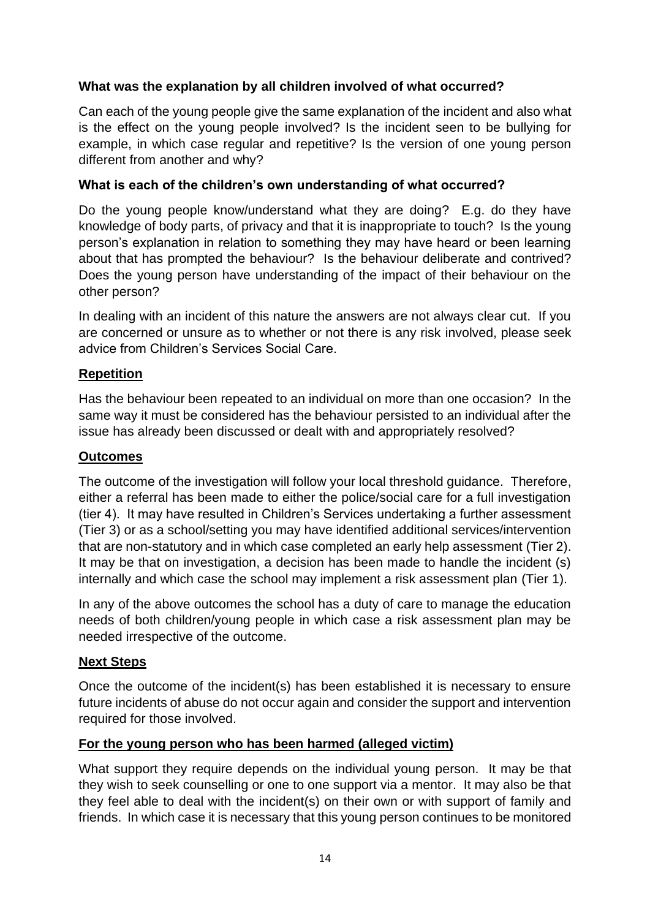**What was the explanation by all children involved of what occurred?**

Can each of the young people give the same explanation of the incident and also what is the effect on the young people involved? Is the incident seen to be bullying for example, in which case regular and repetitive? Is the version of one young person different from another and why?

**What is each of the children's own understanding of what occurred?**

Do the young people know/understand what they are doing? E.g. do they have knowledge of body parts, of privacy and that it is inappropriate to touch? Is the young person's explanation in relation to something they may have heard or been learning about that has prompted the behaviour? Is the behaviour deliberate and contrived? Does the young person have understanding of the impact of their behaviour on the other person?

In dealing with an incident of this nature the answers are not always clear cut. If you are concerned or unsure as to whether or not there is any risk involved, please seek advice from Children's Services Social Care.

**Repetition**

Has the behaviour been repeated to an individual on more than one occasion? In the same way it must be considered has the behaviour persisted to an individual after the issue has already been discussed or dealt with and appropriately resolved?

**Outcomes**

The outcome of the investigation will follow your local threshold guidance. Therefore, either a referral has been made to either the police/social care for a full investigation (tier 4). It may have resulted in Children's Services undertaking a further assessment (Tier 3) or as a school/setting you may have identified additional services/intervention that are non-statutory and in which case completed an early help assessment (Tier 2). It may be that on investigation, a decision has been made to handle the incident (s) internally and which case the school may implement a risk assessment plan (Tier 1).

In any of the above outcomes the school has a duty of care to manage the education needs of both children/young people in which case a risk assessment plan may be needed irrespective of the outcome.

**Next Steps**

Once the outcome of the incident(s) has been established it is necessary to ensure future incidents of abuse do not occur again and consider the support and intervention required for those involved.

**For the young person who has been harmed (alleged victim)**

What support they require depends on the individual young person. It may be that they wish to seek counselling or one to one support via a mentor. It may also be that they feel able to deal with the incident(s) on their own or with support of family and friends. In which case it is necessary that this young person continues to be monitored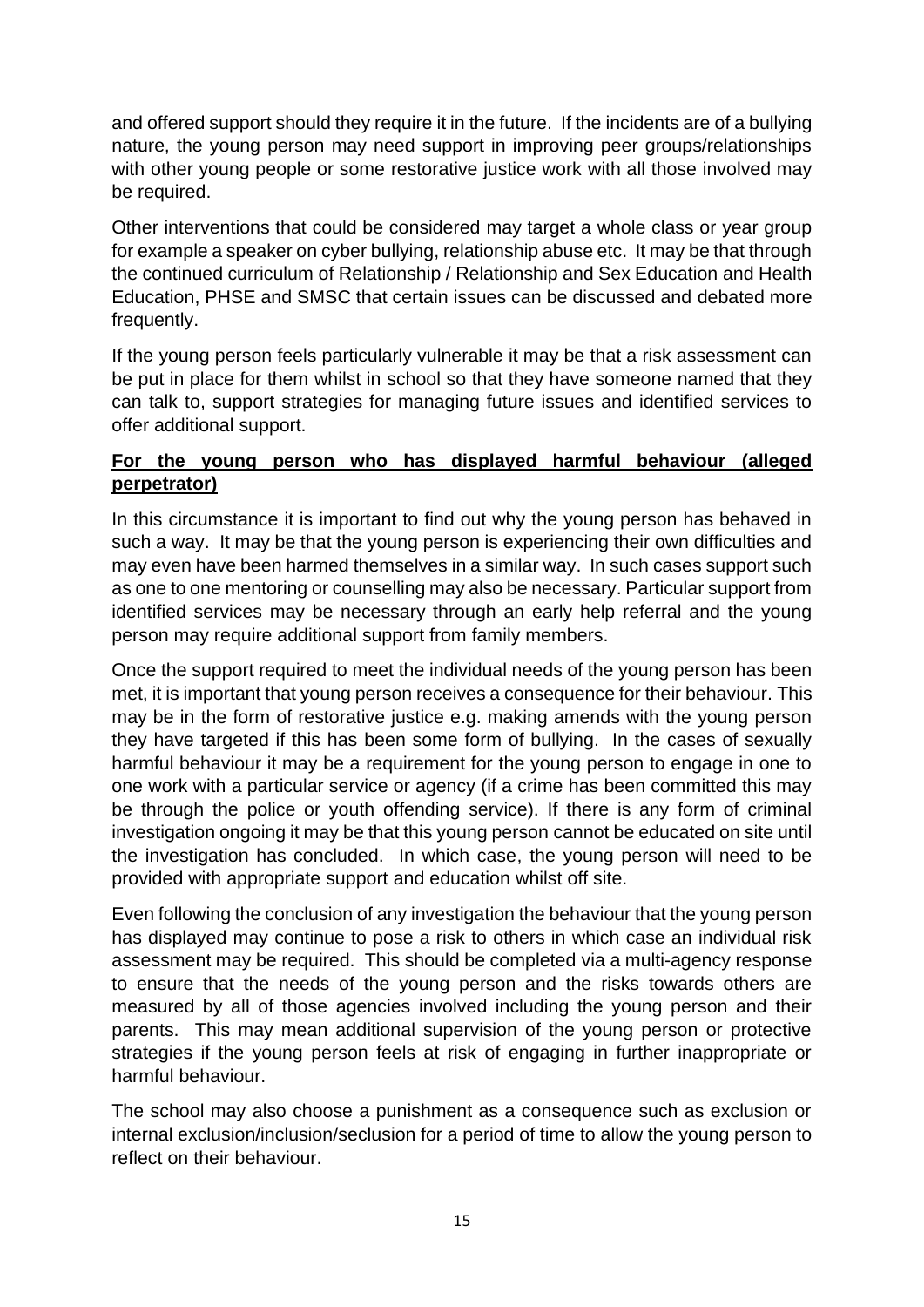and offered support should they require it in the future. If the incidents are of a bullying nature, the young person may need support in improving peer groups/relationships with other young people or some restorative justice work with all those involved may be required.

Other interventions that could be considered may target a whole class or year group for example a speaker on cyber bullying, relationship abuse etc. It may be that through the continued curriculum of Relationship / Relationship and Sex Education and Health Education, PHSE and SMSC that certain issues can be discussed and debated more frequently.

If the young person feels particularly vulnerable it may be that a risk assessment can be put in place for them whilst in school so that they have someone named that they can talk to, support strategies for managing future issues and identified services to offer additional support.

**For the young person who has displayed harmful behaviour (alleged perpetrator)**

In this circumstance it is important to find out why the young person has behaved in such a way. It may be that the young person is experiencing their own difficulties and may even have been harmed themselves in a similar way. In such cases support such as one to one mentoring or counselling may also be necessary. Particular support from identified services may be necessary through an early help referral and the young person may require additional support from family members.

Once the support required to meet the individual needs of the young person has been met, it is important that young person receives a consequence for their behaviour. This may be in the form of restorative justice e.g. making amends with the young person they have targeted if this has been some form of bullying. In the cases of sexually harmful behaviour it may be a requirement for the young person to engage in one to one work with a particular service or agency (if a crime has been committed this may be through the police or youth offending service). If there is any form of criminal investigation ongoing it may be that this young person cannot be educated on site until the investigation has concluded. In which case, the young person will need to be provided with appropriate support and education whilst off site.

Even following the conclusion of any investigation the behaviour that the young person has displayed may continue to pose a risk to others in which case an individual risk assessment may be required. This should be completed via a multi-agency response to ensure that the needs of the young person and the risks towards others are measured by all of those agencies involved including the young person and their parents. This may mean additional supervision of the young person or protective strategies if the young person feels at risk of engaging in further inappropriate or harmful behaviour.

The school may also choose a punishment as a consequence such as exclusion or internal exclusion/inclusion/seclusion for a period of time to allow the young person to reflect on their behaviour.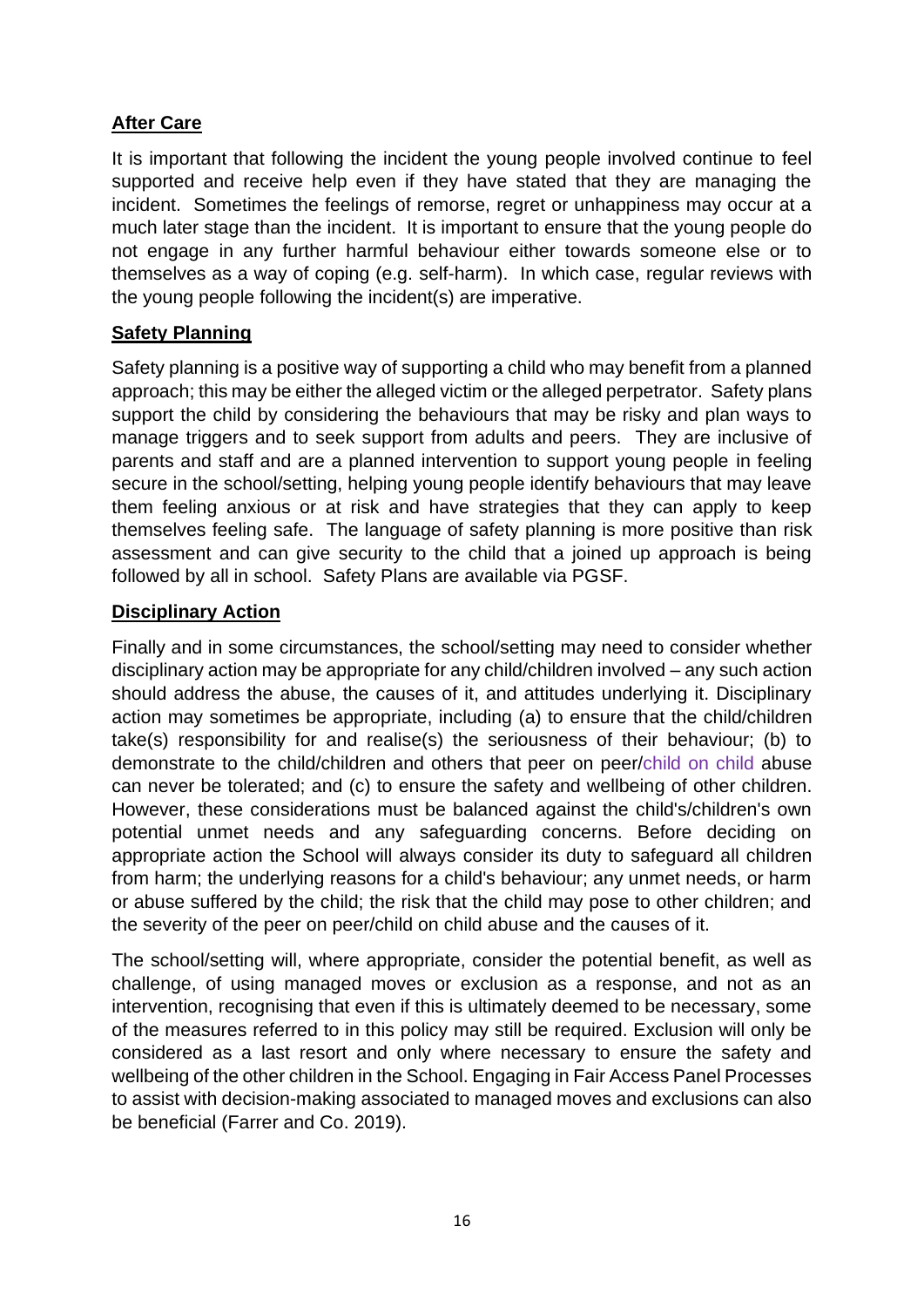**After Care**

It is important that following the incident the young people involved continue to feel supported and receive help even if they have stated that they are managing the incident. Sometimes the feelings of remorse, regret or unhappiness may occur at a much later stage than the incident. It is important to ensure that the young people do not engage in any further harmful behaviour either towards someone else or to themselves as a way of coping (e.g. self-harm). In which case, regular reviews with the young people following the incident(s) are imperative.

**Safety Planning**

Safety planning is a positive way of supporting a child who may benefit from a planned approach; this may be either the alleged victim or the alleged perpetrator. Safety plans support the child by considering the behaviours that may be risky and plan ways to manage triggers and to seek support from adults and peers. They are inclusive of parents and staff and are a planned intervention to support young people in feeling secure in the school/setting, helping young people identify behaviours that may leave them feeling anxious or at risk and have strategies that they can apply to keep themselves feeling safe. The language of safety planning is more positive than risk assessment and can give security to the child that a joined up approach is being followed by all in school. Safety Plans are available via PGSF.

**Disciplinary Action**

Finally and in some circumstances, the school/setting may need to consider whether disciplinary action may be appropriate for any child/children involved – any such action should address the abuse, the causes of it, and attitudes underlying it. Disciplinary action may sometimes be appropriate, including (a) to ensure that the child/children take(s) responsibility for and realise(s) the seriousness of their behaviour; (b) to demonstrate to the child/children and others that peer on peer/child on child abuse can never be tolerated; and (c) to ensure the safety and wellbeing of other children. However, these considerations must be balanced against the child's/children's own potential unmet needs and any safeguarding concerns. Before deciding on appropriate action the School will always consider its duty to safeguard all children from harm; the underlying reasons for a child's behaviour; any unmet needs, or harm or abuse suffered by the child; the risk that the child may pose to other children; and the severity of the peer on peer/child on child abuse and the causes of it.

The school/setting will, where appropriate, consider the potential benefit, as well as challenge, of using managed moves or exclusion as a response, and not as an intervention, recognising that even if this is ultimately deemed to be necessary, some of the measures referred to in this policy may still be required. Exclusion will only be considered as a last resort and only where necessary to ensure the safety and wellbeing of the other children in the School. Engaging in Fair Access Panel Processes to assist with decision-making associated to managed moves and exclusions can also be beneficial (Farrer and Co. 2019).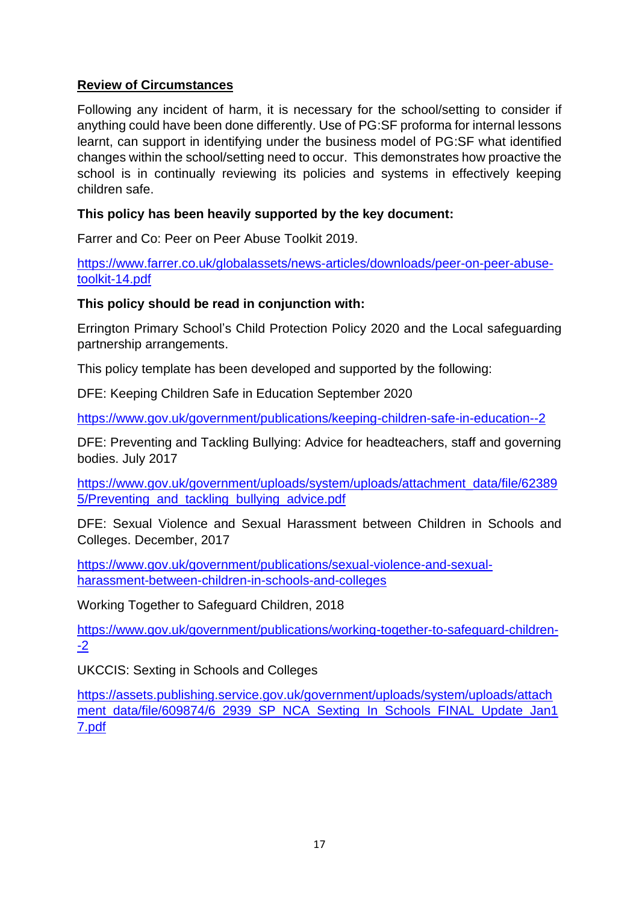## Review of Circumstances

Following any incident of harm, it is necessary for the school/setting to consider if anything could have been done differently. Use of PG:SF proforma for internal lessons learnt, can support in identifying under the business model of PG:SF what identified changes within the school/setting need to occur. This demonstrates how proactive the school is in continually reviewing its policies and systems in effectively keeping children safe.

**This policy has been heavily supported by the key document:**

Farrer and Co: Peer on Peer Abuse Toolkit 2019.

https://www.farrer.co.uk/globalassets/news-articles/downloads/peer-on-peer-abuse-toolkit-14.pdf

**This policy should be read in conjunction with:**

Errington Primary School's Child Protection Policy 2020 and the Local safeguarding partnership arrangements.

This policy template has been developed and supported by the following:

DFE: Keeping Children Safe in Education September 2020

https://www.gov.uk/government/publications/keeping-children-safe-in-education--2

DFE: Preventing and Tackling Bullying: Advice for headteachers, staff and governing bodies. July 2017

https://www.gov.uk/government/uploads/system/uploads/attachment_data/file/623895/Preventing_and_tackling_bullying_advice.pdf

DFE: Sexual Violence and Sexual Harassment between Children in Schools and Colleges. December, 2017

https://www.gov.uk/government/publications/sexual-violence-and-sexual-harassment-between-children-in-schools-and-colleges

Working Together to Safeguard Children, 2018

https://www.gov.uk/government/publications/working-together-to-safeguard-children--2

UKCCIS: Sexting in Schools and Colleges

https://assets.publishing.service.gov.uk/government/uploads/system/uploads/attachment_data/file/609874/6_2939_SP_NCA_Sexting_In_Schools_FINAL_Update_Jan17.pdf